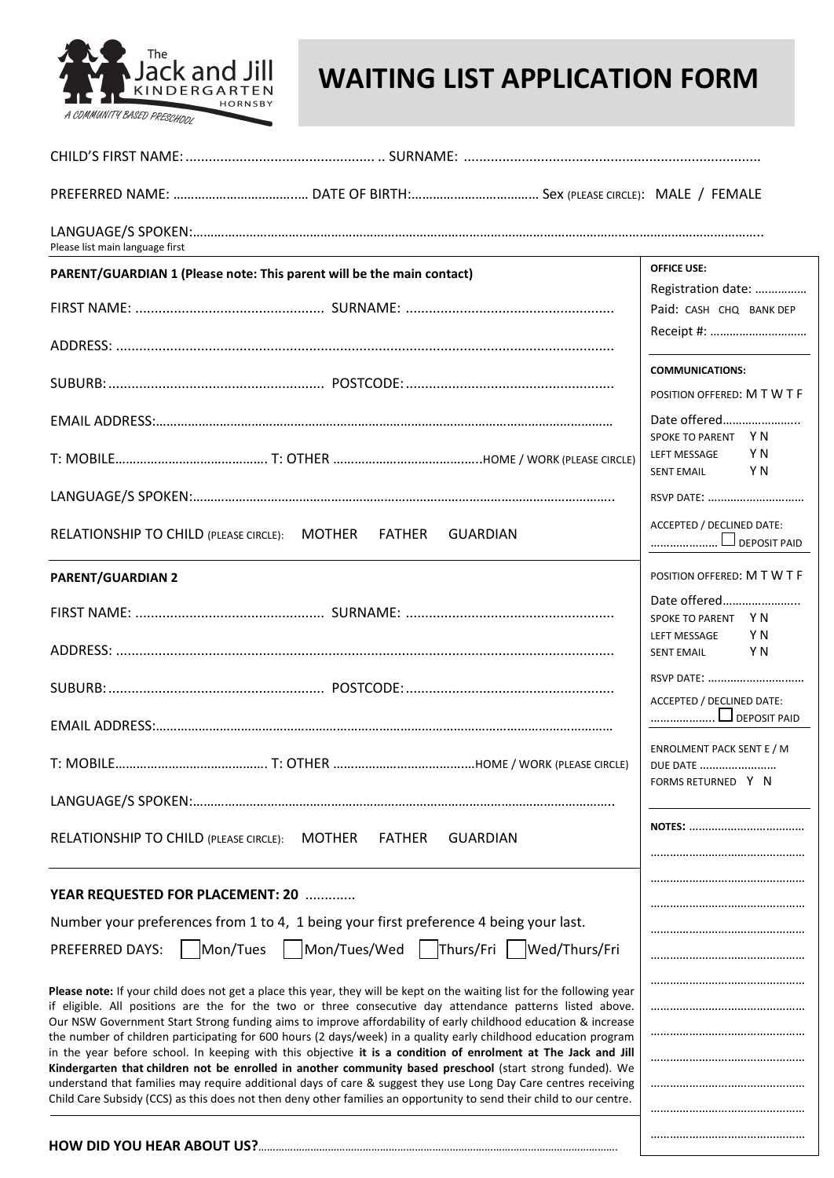The Jack and Jill KINDERGARTEN HORNSBY
A COMMUNITY BASED PRESCHOOL

# WAITING LIST APPLICATION FORM

CHILD'S FIRST NAME: ................................................ .. SURNAME: ...........................................................................

PREFERRED NAME: ..................................... DATE OF BIRTH:.................................... Sex (PLEASE CIRCLE): MALE / FEMALE

LANGUAGE/S SPOKEN:..............................................................................................................................................
Please list main language first

**PARENT/GUARDIAN 1 (Please note: This parent will be the main contact)**

FIRST NAME: ................................................ SURNAME: ....................................................

ADDRESS: ...............................................................................................................................

SUBURB: ....................................................... POSTCODE: ....................................................

EMAIL ADDRESS:..........................................................................................................................

T: MOBILE.......................................... T: OTHER ..........................................HOME / WORK (PLEASE CIRCLE)

LANGUAGE/S SPOKEN:.....................................................................................................................

RELATIONSHIP TO CHILD (PLEASE CIRCLE): MOTHER FATHER GUARDIAN

**PARENT/GUARDIAN 2**

FIRST NAME: ................................................ SURNAME: ....................................................

ADDRESS: ...............................................................................................................................

SUBURB: ....................................................... POSTCODE: ....................................................

EMAIL ADDRESS:..........................................................................................................................

T: MOBILE.......................................... T: OTHER ........................................HOME / WORK (PLEASE CIRCLE)

LANGUAGE/S SPOKEN:.....................................................................................................................

RELATIONSHIP TO CHILD (PLEASE CIRCLE): MOTHER FATHER GUARDIAN

**YEAR REQUESTED FOR PLACEMENT: 20** .............

Number your preferences from 1 to 4, 1 being your first preference 4 being your last.

PREFERRED DAYS: ☐ Mon/Tues ☐ Mon/Tues/Wed ☐ Thurs/Fri ☐ Wed/Thurs/Fri

**Please note:** If your child does not get a place this year, they will be kept on the waiting list for the following year if eligible. All positions are the for the two or three consecutive day attendance patterns listed above. Our NSW Government Start Strong funding aims to improve affordability of early childhood education & increase the number of children participating for 600 hours (2 days/week) in a quality early childhood education program in the year before school. In keeping with this objective **it is a condition of enrolment at The Jack and Jill Kindergarten that children not be enrolled in another community based preschool** (start strong funded). We understand that families may require additional days of care & suggest they use Long Day Care centres receiving Child Care Subsidy (CCS) as this does not then deny other families an opportunity to send their child to our centre.

**HOW DID YOU HEAR ABOUT US?**..........................................................................................................

---

**OFFICE USE:**

Registration date: ................

Paid: CASH CHQ BANK DEP

Receipt #: ............................

**COMMUNICATIONS:**

POSITION OFFERED: M T W T F

Date offered.......................

SPOKE TO PARENT Y N

LEFT MESSAGE Y N

SENT EMAIL Y N

RSVP DATE: .............................

ACCEPTED / DECLINED DATE:

.................... ☐ DEPOSIT PAID

POSITION OFFERED: M T W T F

Date offered.......................

SPOKE TO PARENT Y N

LEFT MESSAGE Y N

SENT EMAIL Y N

RSVP DATE: .............................

ACCEPTED / DECLINED DATE:

.................... ☐ DEPOSIT PAID

ENROLMENT PACK SENT E / M

DUE DATE ........................

FORMS RETURNED Y N

**NOTES:** ....................................

...............................................

...............................................

...............................................

...............................................

...............................................

...............................................

...............................................

...............................................

...............................................

...............................................

...............................................

...............................................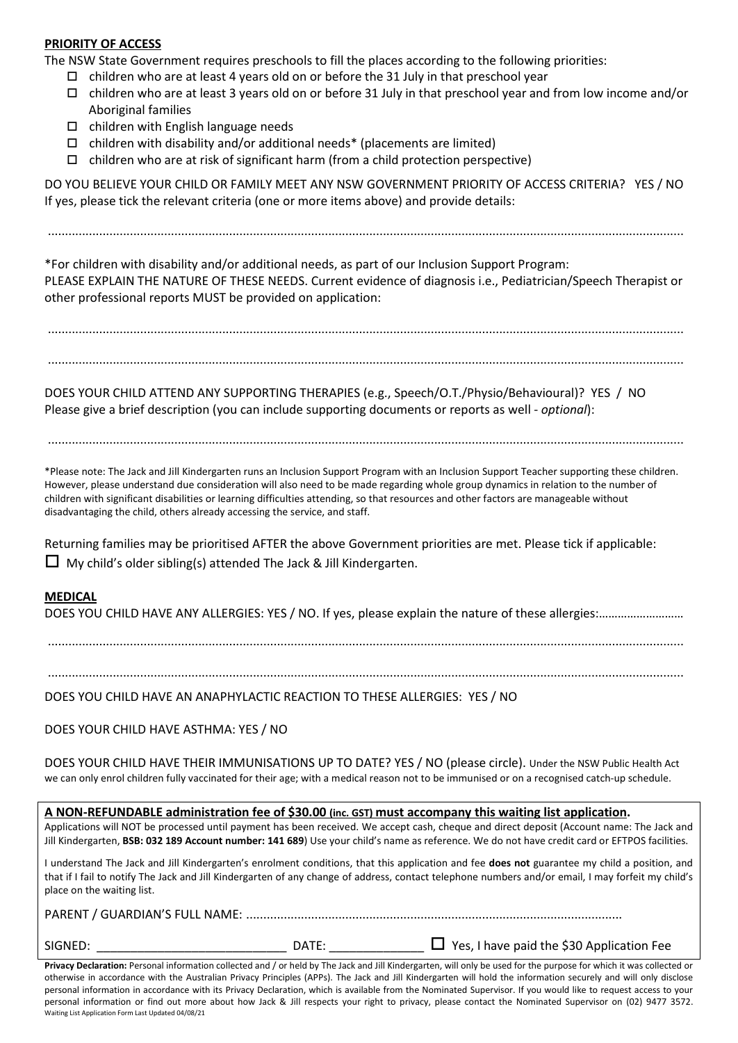## PRIORITY OF ACCESS

The NSW State Government requires preschools to fill the places according to the following priorities:

- ☐ children who are at least 4 years old on or before the 31 July in that preschool year
- ☐ children who are at least 3 years old on or before 31 July in that preschool year and from low income and/or Aboriginal families
- ☐ children with English language needs
- ☐ children with disability and/or additional needs* (placements are limited)
- ☐ children who are at risk of significant harm (from a child protection perspective)

DO YOU BELIEVE YOUR CHILD OR FAMILY MEET ANY NSW GOVERNMENT PRIORITY OF ACCESS CRITERIA? YES / NO
If yes, please tick the relevant criteria (one or more items above) and provide details:

..........................................................................................................................................................................

*For children with disability and/or additional needs, as part of our Inclusion Support Program:
PLEASE EXPLAIN THE NATURE OF THESE NEEDS. Current evidence of diagnosis i.e., Pediatrician/Speech Therapist or other professional reports MUST be provided on application:

..........................................................................................................................................................................

..........................................................................................................................................................................

DOES YOUR CHILD ATTEND ANY SUPPORTING THERAPIES (e.g., Speech/O.T./Physio/Behavioural)? YES / NO
Please give a brief description (you can include supporting documents or reports as well - *optional*):

..........................................................................................................................................................................

*Please note: The Jack and Jill Kindergarten runs an Inclusion Support Program with an Inclusion Support Teacher supporting these children. However, please understand due consideration will also need to be made regarding whole group dynamics in relation to the number of children with significant disabilities or learning difficulties attending, so that resources and other factors are manageable without disadvantaging the child, others already accessing the service, and staff.

Returning families may be prioritised AFTER the above Government priorities are met. Please tick if applicable:

☐ My child's older sibling(s) attended The Jack & Jill Kindergarten.

## MEDICAL

DOES YOU CHILD HAVE ANY ALLERGIES: YES / NO. If yes, please explain the nature of these allergies:..........................

..........................................................................................................................................................................

..........................................................................................................................................................................

DOES YOU CHILD HAVE AN ANAPHYLACTIC REACTION TO THESE ALLERGIES: YES / NO

DOES YOUR CHILD HAVE ASTHMA: YES / NO

DOES YOUR CHILD HAVE THEIR IMMUNISATIONS UP TO DATE? YES / NO (please circle). Under the NSW Public Health Act we can only enrol children fully vaccinated for their age; with a medical reason not to be immunised or on a recognised catch-up schedule.

**A NON-REFUNDABLE administration fee of $30.00 (inc. GST) must accompany this waiting list application.**

Applications will NOT be processed until payment has been received. We accept cash, cheque and direct deposit (Account name: The Jack and Jill Kindergarten, **BSB: 032 189 Account number: 141 689**) Use your child's name as reference. We do not have credit card or EFTPOS facilities.

I understand The Jack and Jill Kindergarten's enrolment conditions, that this application and fee **does not** guarantee my child a position, and that if I fail to notify The Jack and Jill Kindergarten of any change of address, contact telephone numbers and/or email, I may forfeit my child's place on the waiting list.

PARENT / GUARDIAN'S FULL NAME: ...........................................................................................................

SIGNED: ___________________________ DATE: _____________ ☐ Yes, I have paid the $30 Application Fee

**Privacy Declaration:** Personal information collected and / or held by The Jack and Jill Kindergarten, will only be used for the purpose for which it was collected or otherwise in accordance with the Australian Privacy Principles (APPs). The Jack and Jill Kindergarten will hold the information securely and will only disclose personal information in accordance with its Privacy Declaration, which is available from the Nominated Supervisor. If you would like to request access to your personal information or find out more about how Jack & Jill respects your right to privacy, please contact the Nominated Supervisor on (02) 9477 3572.

Waiting List Application Form Last Updated 04/08/21